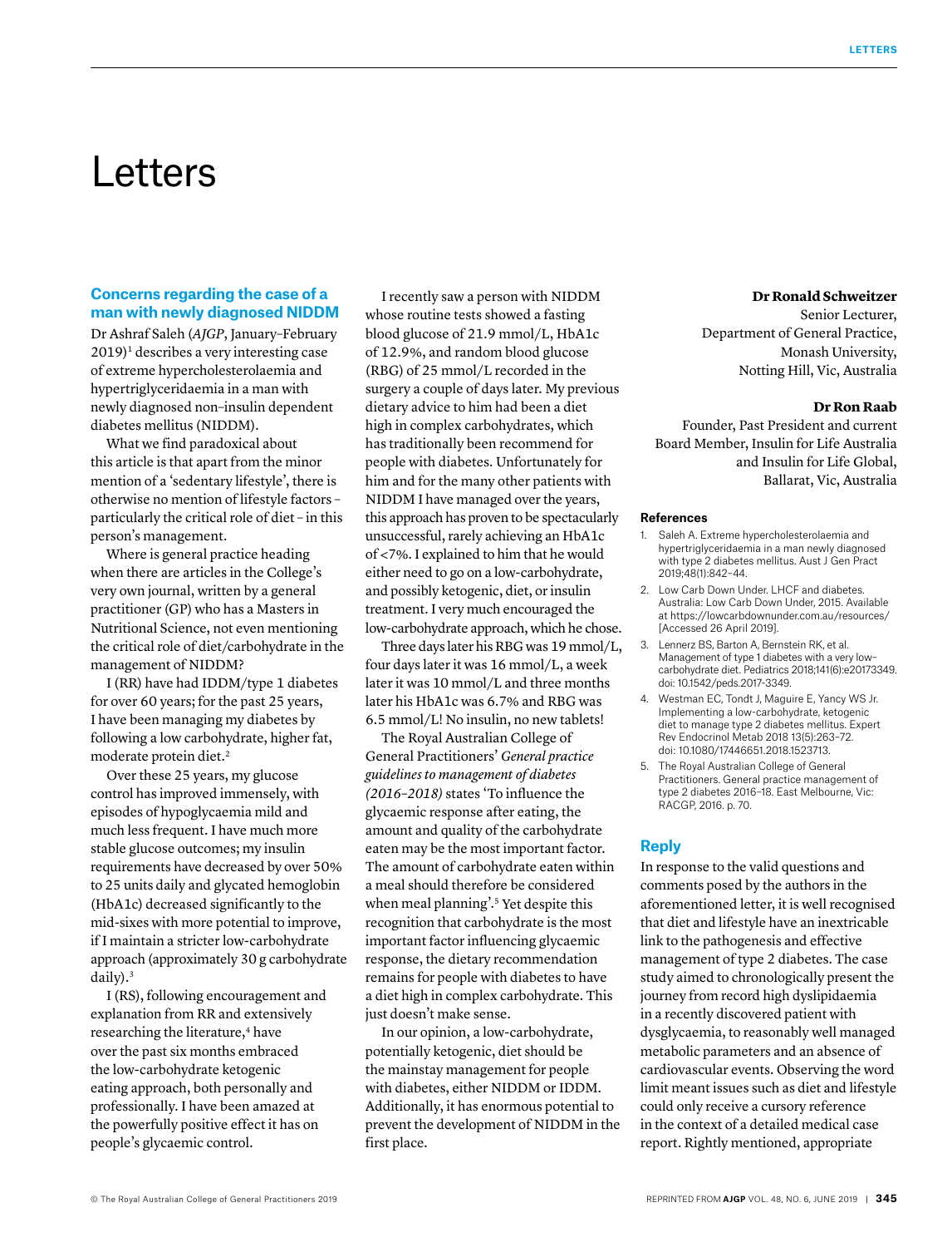# Letters

## Concerns regarding the case of a man with newly diagnosed NIDDM

Dr Ashraf Saleh (*AJGP*, January–February 2019)[1] describes a very interesting case of extreme hypercholesterolaemia and hypertriglyceridaemia in a man with newly diagnosed non–insulin dependent diabetes mellitus (NIDDM).

What we find paradoxical about this article is that apart from the minor mention of a 'sedentary lifestyle', there is otherwise no mention of lifestyle factors – particularly the critical role of diet – in this person's management.

Where is general practice heading when there are articles in the College's very own journal, written by a general practitioner (GP) who has a Masters in Nutritional Science, not even mentioning the critical role of diet/carbohydrate in the management of NIDDM?

I (RR) have had IDDM/type 1 diabetes for over 60 years; for the past 25 years, I have been managing my diabetes by following a low carbohydrate, higher fat, moderate protein diet.[2]

Over these 25 years, my glucose control has improved immensely, with episodes of hypoglycaemia mild and much less frequent. I have much more stable glucose outcomes; my insulin requirements have decreased by over 50% to 25 units daily and glycated hemoglobin (HbA1c) decreased significantly to the mid-sixes with more potential to improve, if I maintain a stricter low-carbohydrate approach (approximately 30 g carbohydrate daily).[3]

I (RS), following encouragement and explanation from RR and extensively researching the literature,[4] have over the past six months embraced the low-carbohydrate ketogenic eating approach, both personally and professionally. I have been amazed at the powerfully positive effect it has on people's glycaemic control.

I recently saw a person with NIDDM whose routine tests showed a fasting blood glucose of 21.9 mmol/L, HbA1c of 12.9%, and random blood glucose (RBG) of 25 mmol/L recorded in the surgery a couple of days later. My previous dietary advice to him had been a diet high in complex carbohydrates, which has traditionally been recommend for people with diabetes. Unfortunately for him and for the many other patients with NIDDM I have managed over the years, this approach has proven to be spectacularly unsuccessful, rarely achieving an HbA1c of <7%. I explained to him that he would either need to go on a low-carbohydrate, and possibly ketogenic, diet, or insulin treatment. I very much encouraged the low-carbohydrate approach, which he chose.

Three days later his RBG was 19 mmol/L, four days later it was 16 mmol/L, a week later it was 10 mmol/L and three months later his HbA1c was 6.7% and RBG was 6.5 mmol/L! No insulin, no new tablets!

The Royal Australian College of General Practitioners' *General practice guidelines to management of diabetes (2016–2018)* states 'To influence the glycaemic response after eating, the amount and quality of the carbohydrate eaten may be the most important factor. The amount of carbohydrate eaten within a meal should therefore be considered when meal planning'.[5] Yet despite this recognition that carbohydrate is the most important factor influencing glycaemic response, the dietary recommendation remains for people with diabetes to have a diet high in complex carbohydrate. This just doesn't make sense.

In our opinion, a low-carbohydrate, potentially ketogenic, diet should be the mainstay management for people with diabetes, either NIDDM or IDDM. Additionally, it has enormous potential to prevent the development of NIDDM in the first place.

**Dr Ronald Schweitzer**
Senior Lecturer,
Department of General Practice,
Monash University,
Notting Hill, Vic, Australia

**Dr Ron Raab**
Founder, Past President and current
Board Member, Insulin for Life Australia
and Insulin for Life Global,
Ballarat, Vic, Australia

### References

1. Saleh A. Extreme hypercholesterolaemia and hypertriglyceridaemia in a man newly diagnosed with type 2 diabetes mellitus. Aust J Gen Pract 2019;48(1):842–44.
2. Low Carb Down Under. LHCF and diabetes. Australia: Low Carb Down Under, 2015. Available at https://lowcarbdownunder.com.au/resources/ [Accessed 26 April 2019].
3. Lennerz BS, Barton A, Bernstein RK, et al. Management of type 1 diabetes with a very low–carbohydrate diet. Pediatrics 2018;141(6):e20173349. doi: 10.1542/peds.2017-3349.
4. Westman EC, Tondt J, Maguire E, Yancy WS Jr. Implementing a low-carbohydrate, ketogenic diet to manage type 2 diabetes mellitus. Expert Rev Endocrinol Metab 2018 13(5):263–72. doi: 10.1080/17446651.2018.1523713.
5. The Royal Australian College of General Practitioners. General practice management of type 2 diabetes 2016–18. East Melbourne, Vic: RACGP, 2016. p. 70.

## Reply

In response to the valid questions and comments posed by the authors in the aforementioned letter, it is well recognised that diet and lifestyle have an inextricable link to the pathogenesis and effective management of type 2 diabetes. The case study aimed to chronologically present the journey from record high dyslipidaemia in a recently discovered patient with dysglycaemia, to reasonably well managed metabolic parameters and an absence of cardiovascular events. Observing the word limit meant issues such as diet and lifestyle could only receive a cursory reference in the context of a detailed medical case report. Rightly mentioned, appropriate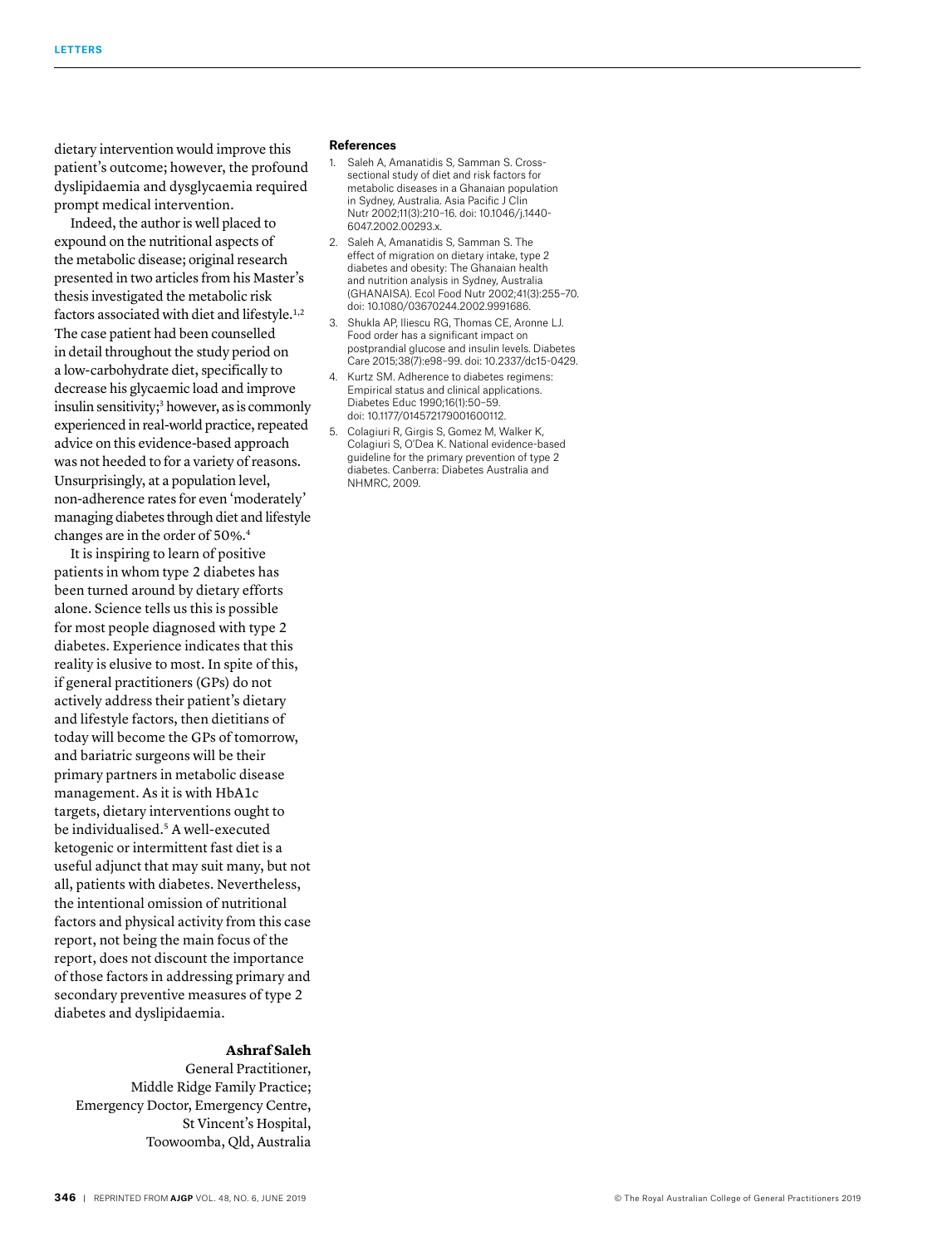dietary intervention would improve this patient's outcome; however, the profound dyslipidaemia and dysglycaemia required prompt medical intervention.

Indeed, the author is well placed to expound on the nutritional aspects of the metabolic disease; original research presented in two articles from his Master's thesis investigated the metabolic risk factors associated with diet and lifestyle.[1,2] The case patient had been counselled in detail throughout the study period on a low-carbohydrate diet, specifically to decrease his glycaemic load and improve insulin sensitivity;[3] however, as is commonly experienced in real-world practice, repeated advice on this evidence-based approach was not heeded to for a variety of reasons. Unsurprisingly, at a population level, non-adherence rates for even 'moderately' managing diabetes through diet and lifestyle changes are in the order of 50%.[4]

It is inspiring to learn of positive patients in whom type 2 diabetes has been turned around by dietary efforts alone. Science tells us this is possible for most people diagnosed with type 2 diabetes. Experience indicates that this reality is elusive to most. In spite of this, if general practitioners (GPs) do not actively address their patient's dietary and lifestyle factors, then dietitians of today will become the GPs of tomorrow, and bariatric surgeons will be their primary partners in metabolic disease management. As it is with HbA1c targets, dietary interventions ought to be individualised.[5] A well-executed ketogenic or intermittent fast diet is a useful adjunct that may suit many, but not all, patients with diabetes. Nevertheless, the intentional omission of nutritional factors and physical activity from this case report, not being the main focus of the report, does not discount the importance of those factors in addressing primary and secondary preventive measures of type 2 diabetes and dyslipidaemia.

**Ashraf Saleh**

General Practitioner,
Middle Ridge Family Practice;
Emergency Doctor, Emergency Centre,
St Vincent's Hospital,
Toowoomba, Qld, Australia

**References**

1. Saleh A, Amanatidis S, Samman S. Cross-sectional study of diet and risk factors for metabolic diseases in a Ghanaian population in Sydney, Australia. Asia Pacific J Clin Nutr 2002;11(3):210–16. doi: 10.1046/j.1440-6047.2002.00293.x.
2. Saleh A, Amanatidis S, Samman S. The effect of migration on dietary intake, type 2 diabetes and obesity: The Ghanaian health and nutrition analysis in Sydney, Australia (GHANAISA). Ecol Food Nutr 2002;41(3):255–70. doi: 10.1080/03670244.2002.9991686.
3. Shukla AP, Iliescu RG, Thomas CE, Aronne LJ. Food order has a significant impact on postprandial glucose and insulin levels. Diabetes Care 2015;38(7):e98–99. doi: 10.2337/dc15-0429.
4. Kurtz SM. Adherence to diabetes regimens: Empirical status and clinical applications. Diabetes Educ 1990;16(1):50–59. doi: 10.1177/014572179001600112.
5. Colagiuri R, Girgis S, Gomez M, Walker K, Colagiuri S, O'Dea K. National evidence-based guideline for the primary prevention of type 2 diabetes. Canberra: Diabetes Australia and NHMRC, 2009.